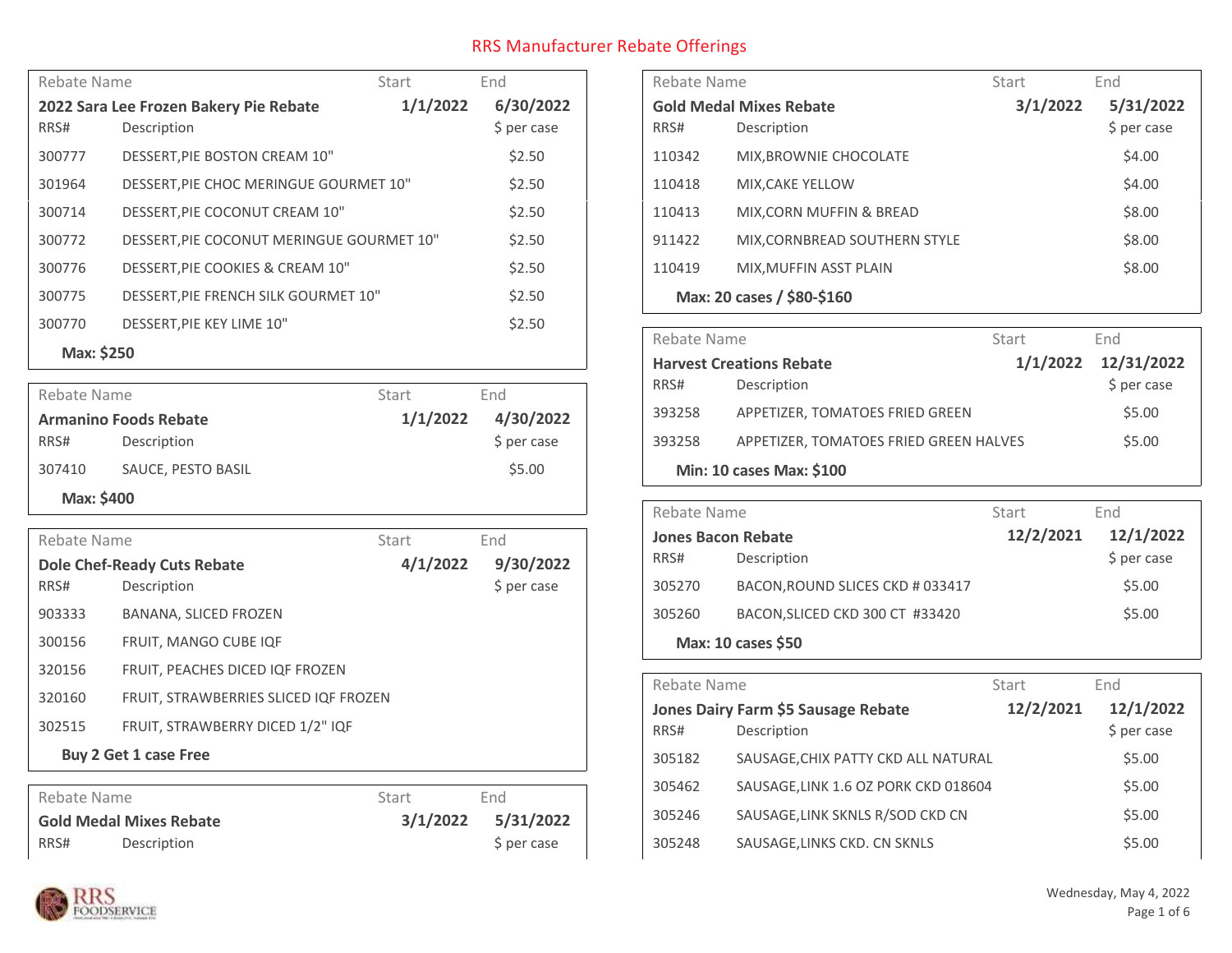# RRS Manufacturer Rebate Offerings

| Rebate Name | | Start | End |
|---|---|---|---|
| **2022 Sara Lee Frozen Bakery Pie Rebate** | | **1/1/2022** | **6/30/2022** |
| RRS# | Description | | $ per case |
| 300777 | DESSERT,PIE BOSTON CREAM 10" | | $2.50 |
| 301964 | DESSERT,PIE CHOC MERINGUE GOURMET 10" | | $2.50 |
| 300714 | DESSERT,PIE COCONUT CREAM 10" | | $2.50 |
| 300772 | DESSERT,PIE COCONUT MERINGUE GOURMET 10" | | $2.50 |
| 300776 | DESSERT,PIE COOKIES & CREAM 10" | | $2.50 |
| 300775 | DESSERT,PIE FRENCH SILK GOURMET 10" | | $2.50 |
| 300770 | DESSERT,PIE KEY LIME 10" | | $2.50 |
| **Max: $250** | | | |

| Rebate Name | | Start | End |
|---|---|---|---|
| **Armanino Foods Rebate** | | **1/1/2022** | **4/30/2022** |
| RRS# | Description | | $ per case |
| 307410 | SAUCE, PESTO BASIL | | $5.00 |
| **Max: $400** | | | |

| Rebate Name | | Start | End |
|---|---|---|---|
| **Dole Chef-Ready Cuts Rebate** | | **4/1/2022** | **9/30/2022** |
| RRS# | Description | | $ per case |
| 903333 | BANANA, SLICED FROZEN | | |
| 300156 | FRUIT, MANGO CUBE IQF | | |
| 320156 | FRUIT, PEACHES DICED IQF FROZEN | | |
| 320160 | FRUIT, STRAWBERRIES SLICED IQF FROZEN | | |
| 302515 | FRUIT, STRAWBERRY DICED 1/2" IQF | | |
| **Buy 2 Get 1 case Free** | | | |

| Rebate Name | | Start | End |
|---|---|---|---|
| **Gold Medal Mixes Rebate** | | **3/1/2022** | **5/31/2022** |
| RRS# | Description | | $ per case |

| Rebate Name | | Start | End |
|---|---|---|---|
| **Gold Medal Mixes Rebate** | | **3/1/2022** | **5/31/2022** |
| RRS# | Description | | $ per case |
| 110342 | MIX,BROWNIE CHOCOLATE | | $4.00 |
| 110418 | MIX,CAKE YELLOW | | $4.00 |
| 110413 | MIX,CORN MUFFIN & BREAD | | $8.00 |
| 911422 | MIX,CORNBREAD SOUTHERN STYLE | | $8.00 |
| 110419 | MIX,MUFFIN ASST PLAIN | | $8.00 |
| **Max: 20 cases / $80-$160** | | | |

| Rebate Name | | Start | End |
|---|---|---|---|
| **Harvest Creations Rebate** | | **1/1/2022** | **12/31/2022** |
| RRS# | Description | | $ per case |
| 393258 | APPETIZER, TOMATOES FRIED GREEN | | $5.00 |
| 393258 | APPETIZER, TOMATOES FRIED GREEN HALVES | | $5.00 |
| **Min: 10 cases Max: $100** | | | |

| Rebate Name | | Start | End |
|---|---|---|---|
| **Jones Bacon Rebate** | | **12/2/2021** | **12/1/2022** |
| RRS# | Description | | $ per case |
| 305270 | BACON,ROUND SLICES CKD # 033417 | | $5.00 |
| 305260 | BACON,SLICED CKD 300 CT #33420 | | $5.00 |
| **Max: 10 cases $50** | | | |

| Rebate Name | | Start | End |
|---|---|---|---|
| **Jones Dairy Farm $5 Sausage Rebate** | | **12/2/2021** | **12/1/2022** |
| RRS# | Description | | $ per case |
| 305182 | SAUSAGE,CHIX PATTY CKD ALL NATURAL | | $5.00 |
| 305462 | SAUSAGE,LINK 1.6 OZ PORK CKD 018604 | | $5.00 |
| 305246 | SAUSAGE,LINK SKNLS R/SOD CKD CN | | $5.00 |
| 305248 | SAUSAGE,LINKS CKD. CN SKNLS | | $5.00 |

Wednesday, May 4, 2022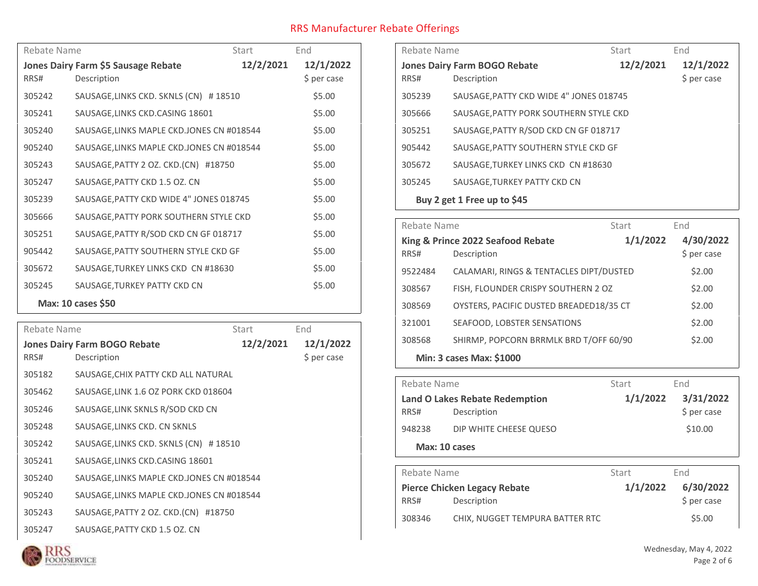# RRS Manufacturer Rebate Offerings

| Rebate Name | | Start | End |
|---|---|---|---|
| **Jones Dairy Farm $5 Sausage Rebate** | | **12/2/2021** | **12/1/2022** |
| RRS# | Description | | $ per case |
| 305242 | SAUSAGE,LINKS CKD. SKNLS (CN) # 18510 | | $5.00 |
| 305241 | SAUSAGE,LINKS CKD.CASING 18601 | | $5.00 |
| 305240 | SAUSAGE,LINKS MAPLE CKD.JONES CN #018544 | | $5.00 |
| 905240 | SAUSAGE,LINKS MAPLE CKD.JONES CN #018544 | | $5.00 |
| 305243 | SAUSAGE,PATTY 2 OZ. CKD.(CN) #18750 | | $5.00 |
| 305247 | SAUSAGE,PATTY CKD 1.5 OZ. CN | | $5.00 |
| 305239 | SAUSAGE,PATTY CKD WIDE 4" JONES 018745 | | $5.00 |
| 305666 | SAUSAGE,PATTY PORK SOUTHERN STYLE CKD | | $5.00 |
| 305251 | SAUSAGE,PATTY R/SOD CKD CN GF 018717 | | $5.00 |
| 905442 | SAUSAGE,PATTY SOUTHERN STYLE CKD GF | | $5.00 |
| 305672 | SAUSAGE,TURKEY LINKS CKD CN #18630 | | $5.00 |
| 305245 | SAUSAGE,TURKEY PATTY CKD CN | | $5.00 |

**Max: 10 cases $50**

| Rebate Name | | Start | End |
|---|---|---|---|
| **Jones Dairy Farm BOGO Rebate** | | **12/2/2021** | **12/1/2022** |
| RRS# | Description | | $ per case |
| 305182 | SAUSAGE,CHIX PATTY CKD ALL NATURAL | | |
| 305462 | SAUSAGE,LINK 1.6 OZ PORK CKD 018604 | | |
| 305246 | SAUSAGE,LINK SKNLS R/SOD CKD CN | | |
| 305248 | SAUSAGE,LINKS CKD. CN SKNLS | | |
| 305242 | SAUSAGE,LINKS CKD. SKNLS (CN) # 18510 | | |
| 305241 | SAUSAGE,LINKS CKD.CASING 18601 | | |
| 305240 | SAUSAGE,LINKS MAPLE CKD.JONES CN #018544 | | |
| 905240 | SAUSAGE,LINKS MAPLE CKD.JONES CN #018544 | | |
| 305243 | SAUSAGE,PATTY 2 OZ. CKD.(CN) #18750 | | |
| 305247 | SAUSAGE,PATTY CKD 1.5 OZ. CN | | |
| 305239 | SAUSAGE,PATTY CKD WIDE 4" JONES 018745 | | |
| 305666 | SAUSAGE,PATTY PORK SOUTHERN STYLE CKD | | |
| 305251 | SAUSAGE,PATTY R/SOD CKD CN GF 018717 | | |
| 905442 | SAUSAGE,PATTY SOUTHERN STYLE CKD GF | | |
| 305672 | SAUSAGE,TURKEY LINKS CKD CN #18630 | | |
| 305245 | SAUSAGE,TURKEY PATTY CKD CN | | |

**Buy 2 get 1 Free up to $45**

| Rebate Name | | Start | End |
|---|---|---|---|
| **King & Prince 2022 Seafood Rebate** | | **1/1/2022** | **4/30/2022** |
| RRS# | Description | | $ per case |
| 9522484 | CALAMARI, RINGS & TENTACLES DIPT/DUSTED | | $2.00 |
| 308567 | FISH, FLOUNDER CRISPY SOUTHERN 2 OZ | | $2.00 |
| 308569 | OYSTERS, PACIFIC DUSTED BREADED18/35 CT | | $2.00 |
| 321001 | SEAFOOD, LOBSTER SENSATIONS | | $2.00 |
| 308568 | SHIRMP, POPCORN BRRMLK BRD T/OFF 60/90 | | $2.00 |

**Min: 3 cases Max: $1000**

| Rebate Name | | Start | End |
|---|---|---|---|
| **Land O Lakes Rebate Redemption** | | **1/1/2022** | **3/31/2022** |
| RRS# | Description | | $ per case |
| 948238 | DIP WHITE CHEESE QUESO | | $10.00 |

**Max: 10 cases**

| Rebate Name | | Start | End |
|---|---|---|---|
| **Pierce Chicken Legacy Rebate** | | **1/1/2022** | **6/30/2022** |
| RRS# | Description | | $ per case |
| 308346 | CHIX, NUGGET TEMPURA BATTER RTC | | $5.00 |

Wednesday, May 4, 2022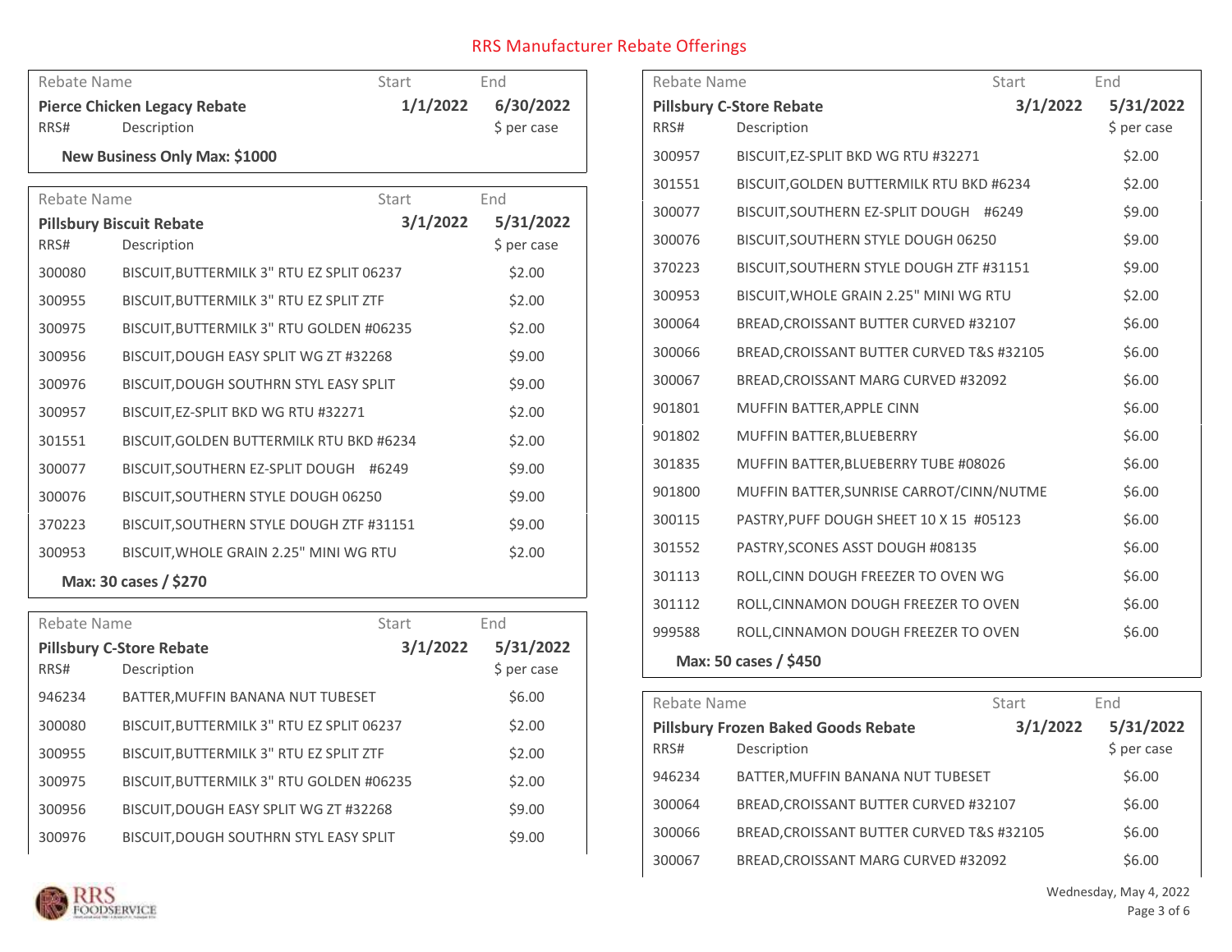# RRS Manufacturer Rebate Offerings

| Rebate Name | | Start | End |
|---|---|---|---|
| **Pierce Chicken Legacy Rebate** | | **1/1/2022** | **6/30/2022** |
| RRS# | Description | | $ per case |
| **New Business Only Max: $1000** | | | |

| Rebate Name | | Start | End |
|---|---|---|---|
| **Pillsbury Biscuit Rebate** | | **3/1/2022** | **5/31/2022** |
| RRS# | Description | | $ per case |
| 300080 | BISCUIT,BUTTERMILK 3" RTU EZ SPLIT 06237 | | $2.00 |
| 300955 | BISCUIT,BUTTERMILK 3" RTU EZ SPLIT ZTF | | $2.00 |
| 300975 | BISCUIT,BUTTERMILK 3" RTU GOLDEN #06235 | | $2.00 |
| 300956 | BISCUIT,DOUGH EASY SPLIT WG ZT #32268 | | $9.00 |
| 300976 | BISCUIT,DOUGH SOUTHRN STYL EASY SPLIT | | $9.00 |
| 300957 | BISCUIT,EZ-SPLIT BKD WG RTU #32271 | | $2.00 |
| 301551 | BISCUIT,GOLDEN BUTTERMILK RTU BKD #6234 | | $2.00 |
| 300077 | BISCUIT,SOUTHERN EZ-SPLIT DOUGH #6249 | | $9.00 |
| 300076 | BISCUIT,SOUTHERN STYLE DOUGH 06250 | | $9.00 |
| 370223 | BISCUIT,SOUTHERN STYLE DOUGH ZTF #31151 | | $9.00 |
| 300953 | BISCUIT,WHOLE GRAIN 2.25" MINI WG RTU | | $2.00 |
| **Max: 30 cases / $270** | | | |

| Rebate Name | | Start | End |
|---|---|---|---|
| **Pillsbury C-Store Rebate** | | **3/1/2022** | **5/31/2022** |
| RRS# | Description | | $ per case |
| 946234 | BATTER,MUFFIN BANANA NUT TUBESET | | $6.00 |
| 300080 | BISCUIT,BUTTERMILK 3" RTU EZ SPLIT 06237 | | $2.00 |
| 300955 | BISCUIT,BUTTERMILK 3" RTU EZ SPLIT ZTF | | $2.00 |
| 300975 | BISCUIT,BUTTERMILK 3" RTU GOLDEN #06235 | | $2.00 |
| 300956 | BISCUIT,DOUGH EASY SPLIT WG ZT #32268 | | $9.00 |
| 300976 | BISCUIT,DOUGH SOUTHRN STYL EASY SPLIT | | $9.00 |
| 300957 | BISCUIT,EZ-SPLIT BKD WG RTU #32271 | | $2.00 |
| 301551 | BISCUIT,GOLDEN BUTTERMILK RTU BKD #6234 | | $2.00 |
| 300077 | BISCUIT,SOUTHERN EZ-SPLIT DOUGH #6249 | | $9.00 |
| 300076 | BISCUIT,SOUTHERN STYLE DOUGH 06250 | | $9.00 |
| 370223 | BISCUIT,SOUTHERN STYLE DOUGH ZTF #31151 | | $9.00 |
| 300953 | BISCUIT,WHOLE GRAIN 2.25" MINI WG RTU | | $2.00 |
| 300064 | BREAD,CROISSANT BUTTER CURVED #32107 | | $6.00 |
| 300066 | BREAD,CROISSANT BUTTER CURVED T&S #32105 | | $6.00 |
| 300067 | BREAD,CROISSANT MARG CURVED #32092 | | $6.00 |
| 901801 | MUFFIN BATTER,APPLE CINN | | $6.00 |
| 901802 | MUFFIN BATTER,BLUEBERRY | | $6.00 |
| 301835 | MUFFIN BATTER,BLUEBERRY TUBE #08026 | | $6.00 |
| 901800 | MUFFIN BATTER,SUNRISE CARROT/CINN/NUTME | | $6.00 |
| 300115 | PASTRY,PUFF DOUGH SHEET 10 X 15 #05123 | | $6.00 |
| 301552 | PASTRY,SCONES ASST DOUGH #08135 | | $6.00 |
| 301113 | ROLL,CINN DOUGH FREEZER TO OVEN WG | | $6.00 |
| 301112 | ROLL,CINNAMON DOUGH FREEZER TO OVEN | | $6.00 |
| 999588 | ROLL,CINNAMON DOUGH FREEZER TO OVEN | | $6.00 |
| **Max: 50 cases / $450** | | | |

| Rebate Name | | Start | End |
|---|---|---|---|
| **Pillsbury Frozen Baked Goods Rebate** | | **3/1/2022** | **5/31/2022** |
| RRS# | Description | | $ per case |
| 946234 | BATTER,MUFFIN BANANA NUT TUBESET | | $6.00 |
| 300064 | BREAD,CROISSANT BUTTER CURVED #32107 | | $6.00 |
| 300066 | BREAD,CROISSANT BUTTER CURVED T&S #32105 | | $6.00 |
| 300067 | BREAD,CROISSANT MARG CURVED #32092 | | $6.00 |

Wednesday, May 4, 2022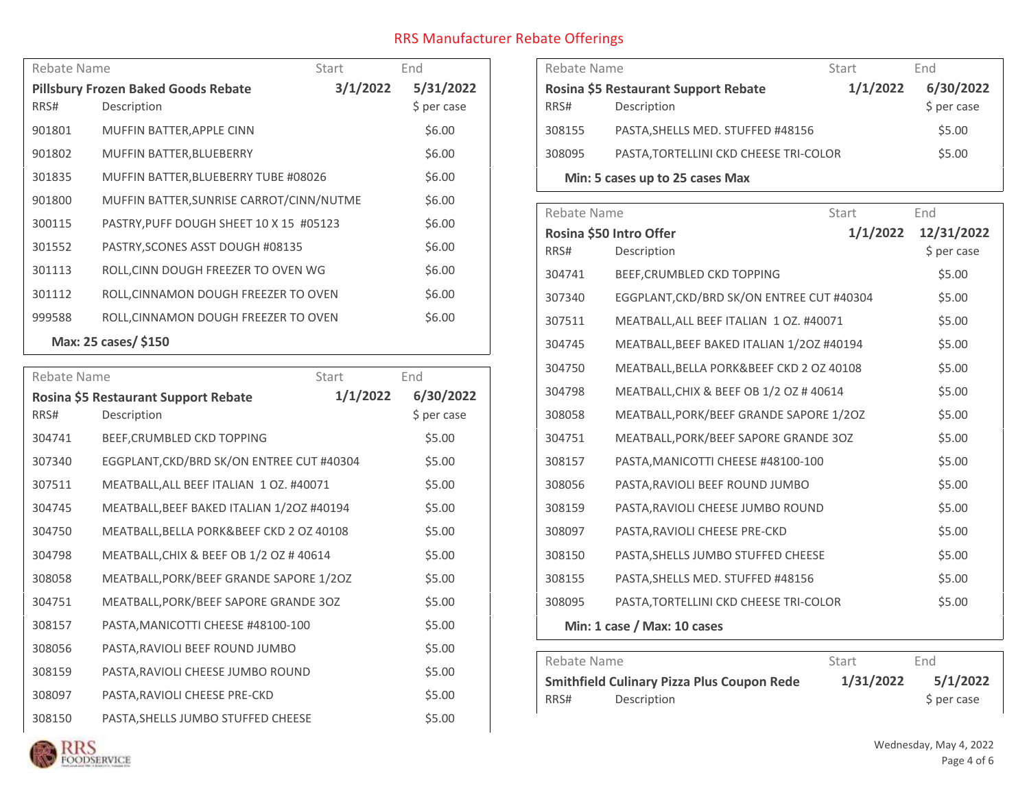# RRS Manufacturer Rebate Offerings

| Rebate Name | | Start | End |
|---|---|---|---|
| **Pillsbury Frozen Baked Goods Rebate** | | **3/1/2022** | **5/31/2022** |
| RRS# | Description | | $ per case |
| 901801 | MUFFIN BATTER,APPLE CINN | | $6.00 |
| 901802 | MUFFIN BATTER,BLUEBERRY | | $6.00 |
| 301835 | MUFFIN BATTER,BLUEBERRY TUBE #08026 | | $6.00 |
| 901800 | MUFFIN BATTER,SUNRISE CARROT/CINN/NUTME | | $6.00 |
| 300115 | PASTRY,PUFF DOUGH SHEET 10 X 15 #05123 | | $6.00 |
| 301552 | PASTRY,SCONES ASST DOUGH #08135 | | $6.00 |
| 301113 | ROLL,CINN DOUGH FREEZER TO OVEN WG | | $6.00 |
| 301112 | ROLL,CINNAMON DOUGH FREEZER TO OVEN | | $6.00 |
| 999588 | ROLL,CINNAMON DOUGH FREEZER TO OVEN | | $6.00 |

**Max: 25 cases/ $150**

| Rebate Name | | Start | End |
|---|---|---|---|
| **Rosina $5 Restaurant Support Rebate** | | **1/1/2022** | **6/30/2022** |
| RRS# | Description | | $ per case |
| 304741 | BEEF,CRUMBLED CKD TOPPING | | $5.00 |
| 307340 | EGGPLANT,CKD/BRD SK/ON ENTREE CUT #40304 | | $5.00 |
| 307511 | MEATBALL,ALL BEEF ITALIAN 1 OZ. #40071 | | $5.00 |
| 304745 | MEATBALL,BEEF BAKED ITALIAN 1/2OZ #40194 | | $5.00 |
| 304750 | MEATBALL,BELLA PORK&BEEF CKD 2 OZ 40108 | | $5.00 |
| 304798 | MEATBALL,CHIX & BEEF OB 1/2 OZ # 40614 | | $5.00 |
| 308058 | MEATBALL,PORK/BEEF GRANDE SAPORE 1/2OZ | | $5.00 |
| 304751 | MEATBALL,PORK/BEEF SAPORE GRANDE 3OZ | | $5.00 |
| 308157 | PASTA,MANICOTTI CHEESE #48100-100 | | $5.00 |
| 308056 | PASTA,RAVIOLI BEEF ROUND JUMBO | | $5.00 |
| 308159 | PASTA,RAVIOLI CHEESE JUMBO ROUND | | $5.00 |
| 308097 | PASTA,RAVIOLI CHEESE PRE-CKD | | $5.00 |
| 308150 | PASTA,SHELLS JUMBO STUFFED CHEESE | | $5.00 |

| Rebate Name | | Start | End |
|---|---|---|---|
| **Rosina $5 Restaurant Support Rebate** | | **1/1/2022** | **6/30/2022** |
| RRS# | Description | | $ per case |
| 308155 | PASTA,SHELLS MED. STUFFED #48156 | | $5.00 |
| 308095 | PASTA,TORTELLINI CKD CHEESE TRI-COLOR | | $5.00 |

**Min: 5 cases up to 25 cases Max**

| Rebate Name | | Start | End |
|---|---|---|---|
| **Rosina $50 Intro Offer** | | **1/1/2022** | **12/31/2022** |
| RRS# | Description | | $ per case |
| 304741 | BEEF,CRUMBLED CKD TOPPING | | $5.00 |
| 307340 | EGGPLANT,CKD/BRD SK/ON ENTREE CUT #40304 | | $5.00 |
| 307511 | MEATBALL,ALL BEEF ITALIAN 1 OZ. #40071 | | $5.00 |
| 304745 | MEATBALL,BEEF BAKED ITALIAN 1/2OZ #40194 | | $5.00 |
| 304750 | MEATBALL,BELLA PORK&BEEF CKD 2 OZ 40108 | | $5.00 |
| 304798 | MEATBALL,CHIX & BEEF OB 1/2 OZ # 40614 | | $5.00 |
| 308058 | MEATBALL,PORK/BEEF GRANDE SAPORE 1/2OZ | | $5.00 |
| 304751 | MEATBALL,PORK/BEEF SAPORE GRANDE 3OZ | | $5.00 |
| 308157 | PASTA,MANICOTTI CHEESE #48100-100 | | $5.00 |
| 308056 | PASTA,RAVIOLI BEEF ROUND JUMBO | | $5.00 |
| 308159 | PASTA,RAVIOLI CHEESE JUMBO ROUND | | $5.00 |
| 308097 | PASTA,RAVIOLI CHEESE PRE-CKD | | $5.00 |
| 308150 | PASTA,SHELLS JUMBO STUFFED CHEESE | | $5.00 |
| 308155 | PASTA,SHELLS MED. STUFFED #48156 | | $5.00 |
| 308095 | PASTA,TORTELLINI CKD CHEESE TRI-COLOR | | $5.00 |

**Min: 1 case / Max: 10 cases**

| Rebate Name | | Start | End |
|---|---|---|---|
| **Smithfield Culinary Pizza Plus Coupon Rede** | | **1/31/2022** | **5/1/2022** |
| RRS# | Description | | $ per case |

Wednesday, May 4, 2022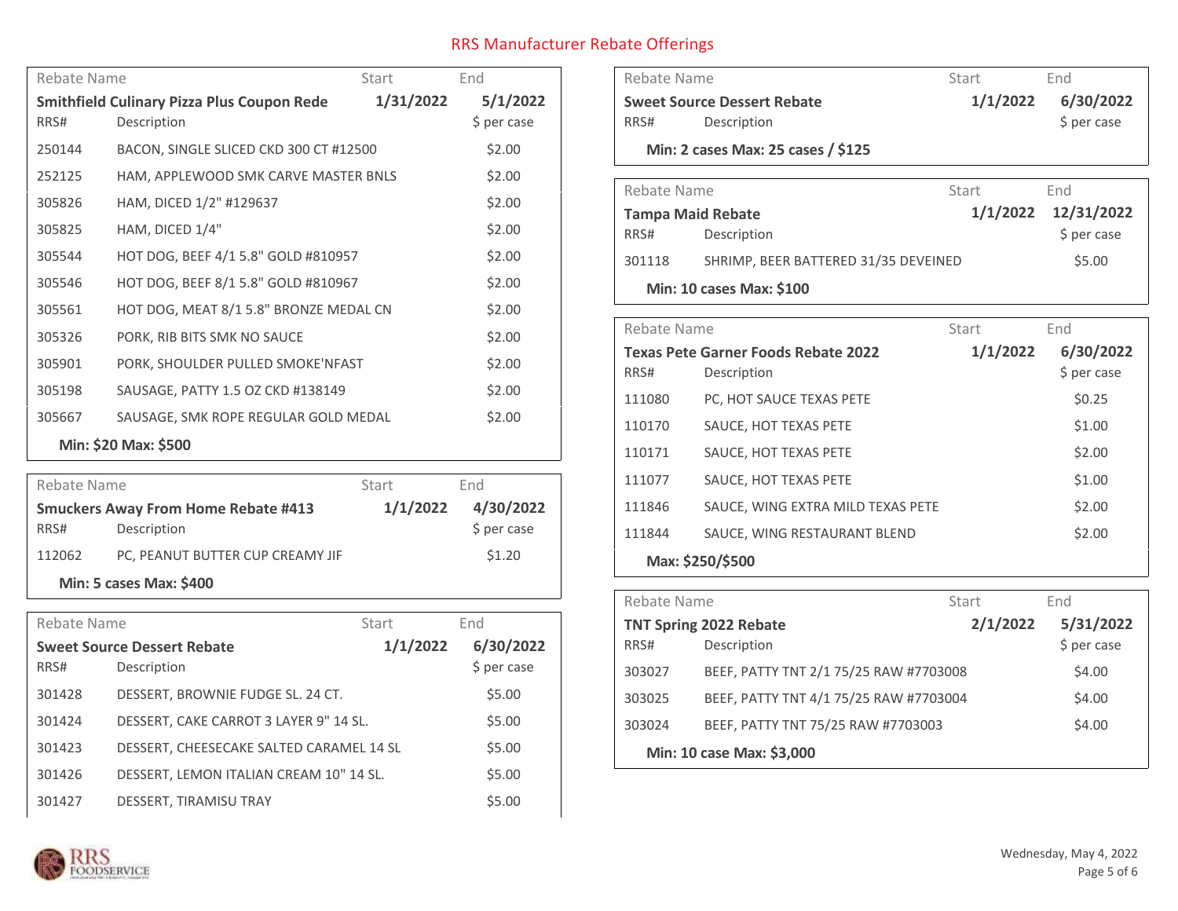# RRS Manufacturer Rebate Offerings

| Rebate Name | | Start | End |
|---|---|---|---|
| **Smithfield Culinary Pizza Plus Coupon Rede** | | **1/31/2022** | **5/1/2022** |
| RRS# | Description | | $ per case |
| 250144 | BACON, SINGLE SLICED CKD 300 CT #12500 | | $2.00 |
| 252125 | HAM, APPLEWOOD SMK CARVE MASTER BNLS | | $2.00 |
| 305826 | HAM, DICED 1/2" #129637 | | $2.00 |
| 305825 | HAM, DICED 1/4" | | $2.00 |
| 305544 | HOT DOG, BEEF 4/1 5.8" GOLD #810957 | | $2.00 |
| 305546 | HOT DOG, BEEF 8/1 5.8" GOLD #810967 | | $2.00 |
| 305561 | HOT DOG, MEAT 8/1 5.8" BRONZE MEDAL CN | | $2.00 |
| 305326 | PORK, RIB BITS SMK NO SAUCE | | $2.00 |
| 305901 | PORK, SHOULDER PULLED SMOKE'NFAST | | $2.00 |
| 305198 | SAUSAGE, PATTY 1.5 OZ CKD #138149 | | $2.00 |
| 305667 | SAUSAGE, SMK ROPE REGULAR GOLD MEDAL | | $2.00 |

**Min: $20 Max: $500**

| Rebate Name | | Start | End |
|---|---|---|---|
| **Smuckers Away From Home Rebate #413** | | **1/1/2022** | **4/30/2022** |
| RRS# | Description | | $ per case |
| 112062 | PC, PEANUT BUTTER CUP CREAMY JIF | | $1.20 |

**Min: 5 cases Max: $400**

| Rebate Name | | Start | End |
|---|---|---|---|
| **Sweet Source Dessert Rebate** | | **1/1/2022** | **6/30/2022** |
| RRS# | Description | | $ per case |
| 301428 | DESSERT, BROWNIE FUDGE SL. 24 CT. | | $5.00 |
| 301424 | DESSERT, CAKE CARROT 3 LAYER 9" 14 SL. | | $5.00 |
| 301423 | DESSERT, CHEESECAKE SALTED CARAMEL 14 SL | | $5.00 |
| 301426 | DESSERT, LEMON ITALIAN CREAM 10" 14 SL. | | $5.00 |
| 301427 | DESSERT, TIRAMISU TRAY | | $5.00 |

| Rebate Name | | Start | End |
|---|---|---|---|
| **Sweet Source Dessert Rebate** | | **1/1/2022** | **6/30/2022** |
| RRS# | Description | | $ per case |

**Min: 2 cases Max: 25 cases / $125**

| Rebate Name | | Start | End |
|---|---|---|---|
| **Tampa Maid Rebate** | | **1/1/2022** | **12/31/2022** |
| RRS# | Description | | $ per case |
| 301118 | SHRIMP, BEER BATTERED 31/35 DEVEINED | | $5.00 |

**Min: 10 cases Max: $100**

| Rebate Name | | Start | End |
|---|---|---|---|
| **Texas Pete Garner Foods Rebate 2022** | | **1/1/2022** | **6/30/2022** |
| RRS# | Description | | $ per case |
| 111080 | PC, HOT SAUCE TEXAS PETE | | $0.25 |
| 110170 | SAUCE, HOT TEXAS PETE | | $1.00 |
| 110171 | SAUCE, HOT TEXAS PETE | | $2.00 |
| 111077 | SAUCE, HOT TEXAS PETE | | $1.00 |
| 111846 | SAUCE, WING EXTRA MILD TEXAS PETE | | $2.00 |
| 111844 | SAUCE, WING RESTAURANT BLEND | | $2.00 |

**Max: $250/$500**

| Rebate Name | | Start | End |
|---|---|---|---|
| **TNT Spring 2022 Rebate** | | **2/1/2022** | **5/31/2022** |
| RRS# | Description | | $ per case |
| 303027 | BEEF, PATTY TNT 2/1 75/25 RAW #7703008 | | $4.00 |
| 303025 | BEEF, PATTY TNT 4/1 75/25 RAW #7703004 | | $4.00 |
| 303024 | BEEF, PATTY TNT 75/25 RAW #7703003 | | $4.00 |

**Min: 10 case Max: $3,000**

Wednesday, May 4, 2022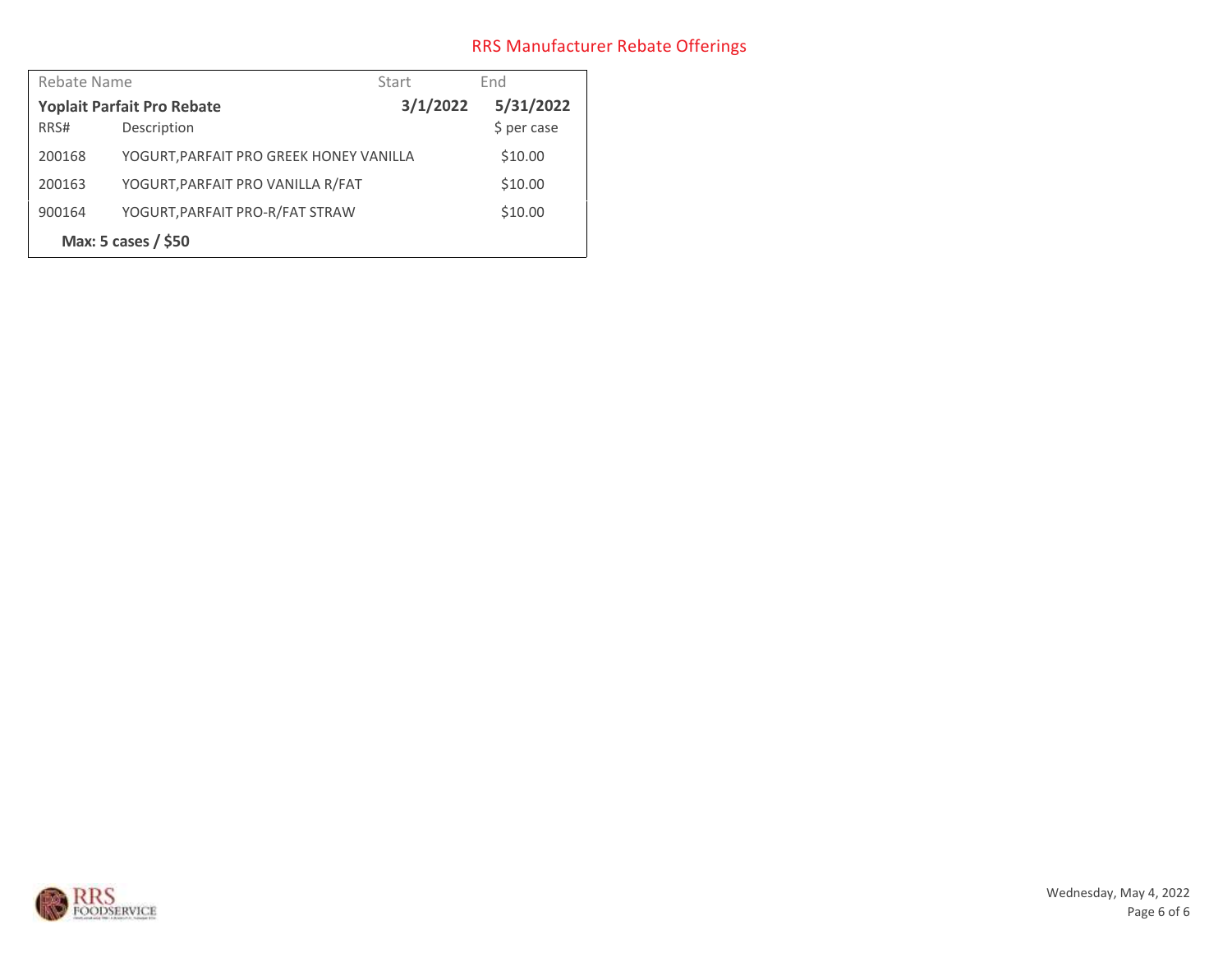## RRS Manufacturer Rebate Offerings

| Rebate Name | | Start | End |
|---|---|---|---|
| **Yoplait Parfait Pro Rebate** | | **3/1/2022** | **5/31/2022** |
| RRS# | Description | | $ per case |
| 200168 | YOGURT,PARFAIT PRO GREEK HONEY VANILLA | | $10.00 |
| 200163 | YOGURT,PARFAIT PRO VANILLA R/FAT | | $10.00 |
| 900164 | YOGURT,PARFAIT PRO-R/FAT STRAW | | $10.00 |
| **Max: 5 cases / $50** | | | |

Wednesday, May 4, 2022